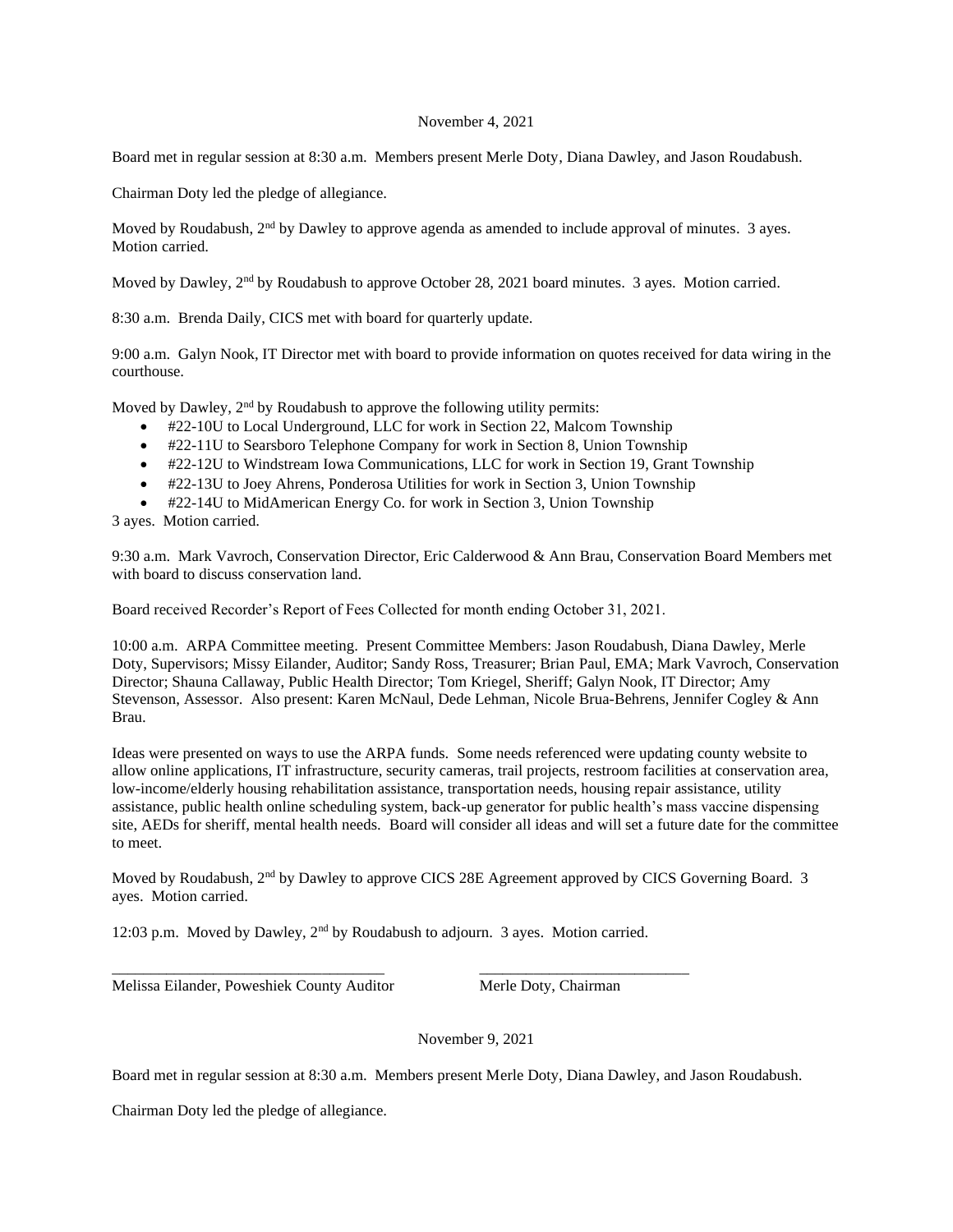November 4, 2021

Board met in regular session at 8:30 a.m. Members present Merle Doty, Diana Dawley, and Jason Roudabush.

Chairman Doty led the pledge of allegiance.

Moved by Roudabush, 2nd by Dawley to approve agenda as amended to include approval of minutes. 3 ayes. Motion carried.

Moved by Dawley, 2nd by Roudabush to approve October 28, 2021 board minutes. 3 ayes. Motion carried.

8:30 a.m. Brenda Daily, CICS met with board for quarterly update.

9:00 a.m. Galyn Nook, IT Director met with board to provide information on quotes received for data wiring in the courthouse.

Moved by Dawley, 2nd by Roudabush to approve the following utility permits:

- #22-10U to Local Underground, LLC for work in Section 22, Malcom Township
- #22-11U to Searsboro Telephone Company for work in Section 8, Union Township
- #22-12U to Windstream Iowa Communications, LLC for work in Section 19, Grant Township
- #22-13U to Joey Ahrens, Ponderosa Utilities for work in Section 3, Union Township
- #22-14U to MidAmerican Energy Co. for work in Section 3, Union Township

3 ayes. Motion carried.

9:30 a.m. Mark Vavroch, Conservation Director, Eric Calderwood & Ann Brau, Conservation Board Members met with board to discuss conservation land.

Board received Recorder's Report of Fees Collected for month ending October 31, 2021.

10:00 a.m. ARPA Committee meeting. Present Committee Members: Jason Roudabush, Diana Dawley, Merle Doty, Supervisors; Missy Eilander, Auditor; Sandy Ross, Treasurer; Brian Paul, EMA; Mark Vavroch, Conservation Director; Shauna Callaway, Public Health Director; Tom Kriegel, Sheriff; Galyn Nook, IT Director; Amy Stevenson, Assessor. Also present: Karen McNaul, Dede Lehman, Nicole Brua-Behrens, Jennifer Cogley & Ann Brau.

Ideas were presented on ways to use the ARPA funds. Some needs referenced were updating county website to allow online applications, IT infrastructure, security cameras, trail projects, restroom facilities at conservation area, low-income/elderly housing rehabilitation assistance, transportation needs, housing repair assistance, utility assistance, public health online scheduling system, back-up generator for public health's mass vaccine dispensing site, AEDs for sheriff, mental health needs. Board will consider all ideas and will set a future date for the committee to meet.

Moved by Roudabush, 2nd by Dawley to approve CICS 28E Agreement approved by CICS Governing Board. 3 ayes. Motion carried.

12:03 p.m. Moved by Dawley, 2nd by Roudabush to adjourn. 3 ayes. Motion carried.

\_\_\_\_\_\_\_\_\_\_\_\_\_\_\_\_\_\_\_\_\_\_\_\_\_\_\_\_\_\_\_\_\_\_\_ \_\_\_\_\_\_\_\_\_\_\_\_\_\_\_\_\_\_\_\_\_\_\_\_\_\_\_

Melissa Eilander, Poweshiek County Auditor Merle Doty, Chairman

November 9, 2021

Board met in regular session at 8:30 a.m. Members present Merle Doty, Diana Dawley, and Jason Roudabush.

Chairman Doty led the pledge of allegiance.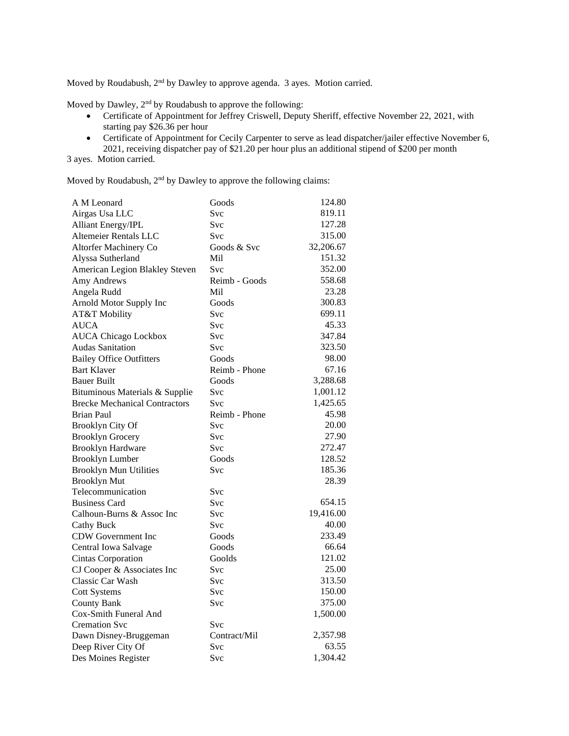Moved by Roudabush, 2nd by Dawley to approve agenda. 3 ayes. Motion carried.

Moved by Dawley, 2nd by Roudabush to approve the following:

- Certificate of Appointment for Jeffrey Criswell, Deputy Sheriff, effective November 22, 2021, with starting pay $26.36 per hour
- Certificate of Appointment for Cecily Carpenter to serve as lead dispatcher/jailer effective November 6, 2021, receiving dispatcher pay of $21.20 per hour plus an additional stipend of $200 per month

3 ayes. Motion carried.

Moved by Roudabush, 2nd by Dawley to approve the following claims:

| | | |
|---|---|---|
| A M Leonard | Goods | 124.80 |
| Airgas Usa LLC | Svc | 819.11 |
| Alliant Energy/IPL | Svc | 127.28 |
| Altemeier Rentals LLC | Svc | 315.00 |
| Altorfer Machinery Co | Goods & Svc | 32,206.67 |
| Alyssa Sutherland | Mil | 151.32 |
| American Legion Blakley Steven | Svc | 352.00 |
| Amy Andrews | Reimb - Goods | 558.68 |
| Angela Rudd | Mil | 23.28 |
| Arnold Motor Supply Inc | Goods | 300.83 |
| AT&T Mobility | Svc | 699.11 |
| AUCA | Svc | 45.33 |
| AUCA Chicago Lockbox | Svc | 347.84 |
| Audas Sanitation | Svc | 323.50 |
| Bailey Office Outfitters | Goods | 98.00 |
| Bart Klaver | Reimb - Phone | 67.16 |
| Bauer Built | Goods | 3,288.68 |
| Bituminous Materials & Supplie | Svc | 1,001.12 |
| Brecke Mechanical Contractors | Svc | 1,425.65 |
| Brian Paul | Reimb - Phone | 45.98 |
| Brooklyn City Of | Svc | 20.00 |
| Brooklyn Grocery | Svc | 27.90 |
| Brooklyn Hardware | Svc | 272.47 |
| Brooklyn Lumber | Goods | 128.52 |
| Brooklyn Mun Utilities | Svc | 185.36 |
| Brooklyn Mut Telecommunication | Svc | 28.39 |
| Business Card | Svc | 654.15 |
| Calhoun-Burns & Assoc Inc | Svc | 19,416.00 |
| Cathy Buck | Svc | 40.00 |
| CDW Government Inc | Goods | 233.49 |
| Central Iowa Salvage | Goods | 66.64 |
| Cintas Corporation | Goolds | 121.02 |
| CJ Cooper & Associates Inc | Svc | 25.00 |
| Classic Car Wash | Svc | 313.50 |
| Cott Systems | Svc | 150.00 |
| County Bank | Svc | 375.00 |
| Cox-Smith Funeral And Cremation Svc | Svc | 1,500.00 |
| Dawn Disney-Bruggeman | Contract/Mil | 2,357.98 |
| Deep River City Of | Svc | 63.55 |
| Des Moines Register | Svc | 1,304.42 |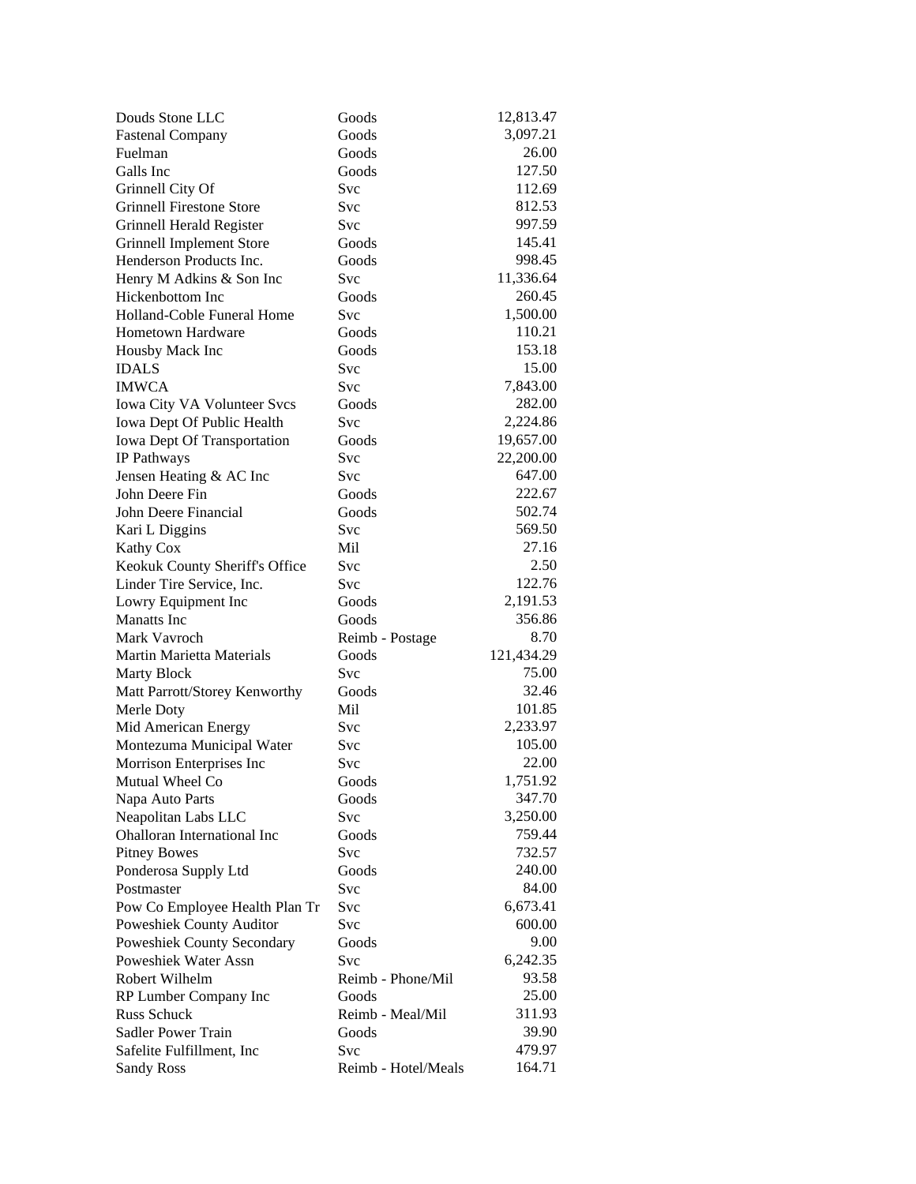| | | |
|---|---|---|
| Douds Stone LLC | Goods | 12,813.47 |
| Fastenal Company | Goods | 3,097.21 |
| Fuelman | Goods | 26.00 |
| Galls Inc | Goods | 127.50 |
| Grinnell City Of | Svc | 112.69 |
| Grinnell Firestone Store | Svc | 812.53 |
| Grinnell Herald Register | Svc | 997.59 |
| Grinnell Implement Store | Goods | 145.41 |
| Henderson Products Inc. | Goods | 998.45 |
| Henry M Adkins & Son Inc | Svc | 11,336.64 |
| Hickenbottom Inc | Goods | 260.45 |
| Holland-Coble Funeral Home | Svc | 1,500.00 |
| Hometown Hardware | Goods | 110.21 |
| Housby Mack Inc | Goods | 153.18 |
| IDALS | Svc | 15.00 |
| IMWCA | Svc | 7,843.00 |
| Iowa City VA Volunteer Svcs | Goods | 282.00 |
| Iowa Dept Of Public Health | Svc | 2,224.86 |
| Iowa Dept Of Transportation | Goods | 19,657.00 |
| IP Pathways | Svc | 22,200.00 |
| Jensen Heating & AC Inc | Svc | 647.00 |
| John Deere Fin | Goods | 222.67 |
| John Deere Financial | Goods | 502.74 |
| Kari L Diggins | Svc | 569.50 |
| Kathy Cox | Mil | 27.16 |
| Keokuk County Sheriff's Office | Svc | 2.50 |
| Linder Tire Service, Inc. | Svc | 122.76 |
| Lowry Equipment Inc | Goods | 2,191.53 |
| Manatts Inc | Goods | 356.86 |
| Mark Vavroch | Reimb - Postage | 8.70 |
| Martin Marietta Materials | Goods | 121,434.29 |
| Marty Block | Svc | 75.00 |
| Matt Parrott/Storey Kenworthy | Goods | 32.46 |
| Merle Doty | Mil | 101.85 |
| Mid American Energy | Svc | 2,233.97 |
| Montezuma Municipal Water | Svc | 105.00 |
| Morrison Enterprises Inc | Svc | 22.00 |
| Mutual Wheel Co | Goods | 1,751.92 |
| Napa Auto Parts | Goods | 347.70 |
| Neapolitan Labs LLC | Svc | 3,250.00 |
| Ohalloran International Inc | Goods | 759.44 |
| Pitney Bowes | Svc | 732.57 |
| Ponderosa Supply Ltd | Goods | 240.00 |
| Postmaster | Svc | 84.00 |
| Pow Co Employee Health Plan Tr | Svc | 6,673.41 |
| Poweshiek County Auditor | Svc | 600.00 |
| Poweshiek County Secondary | Goods | 9.00 |
| Poweshiek Water Assn | Svc | 6,242.35 |
| Robert Wilhelm | Reimb - Phone/Mil | 93.58 |
| RP Lumber Company Inc | Goods | 25.00 |
| Russ Schuck | Reimb - Meal/Mil | 311.93 |
| Sadler Power Train | Goods | 39.90 |
| Safelite Fulfillment, Inc | Svc | 479.97 |
| Sandy Ross | Reimb - Hotel/Meals | 164.71 |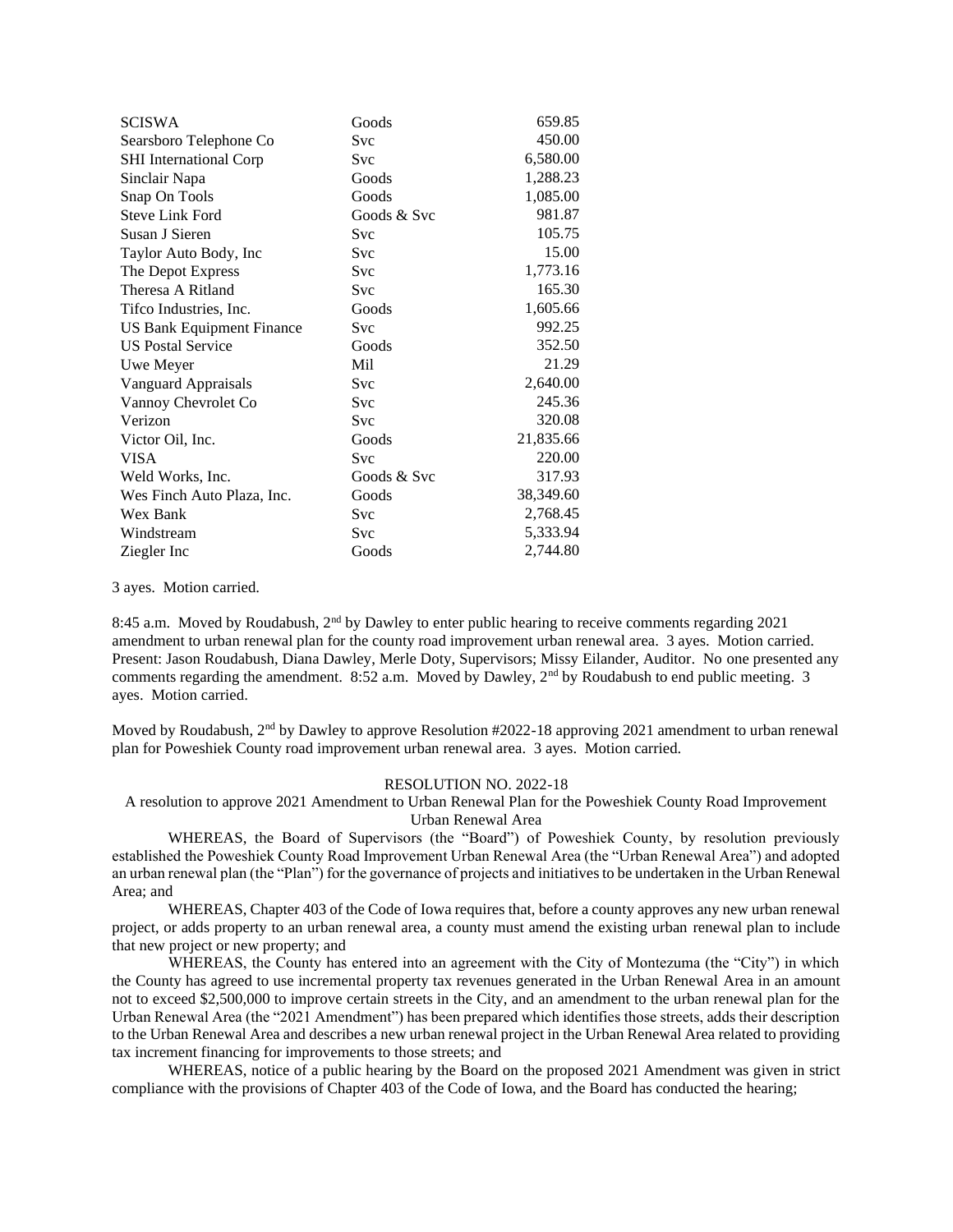| | | |
|---|---|---|
| SCISWA | Goods | 659.85 |
| Searsboro Telephone Co | Svc | 450.00 |
| SHI International Corp | Svc | 6,580.00 |
| Sinclair Napa | Goods | 1,288.23 |
| Snap On Tools | Goods | 1,085.00 |
| Steve Link Ford | Goods & Svc | 981.87 |
| Susan J Sieren | Svc | 105.75 |
| Taylor Auto Body, Inc | Svc | 15.00 |
| The Depot Express | Svc | 1,773.16 |
| Theresa A Ritland | Svc | 165.30 |
| Tifco Industries, Inc. | Goods | 1,605.66 |
| US Bank Equipment Finance | Svc | 992.25 |
| US Postal Service | Goods | 352.50 |
| Uwe Meyer | Mil | 21.29 |
| Vanguard Appraisals | Svc | 2,640.00 |
| Vannoy Chevrolet Co | Svc | 245.36 |
| Verizon | Svc | 320.08 |
| Victor Oil, Inc. | Goods | 21,835.66 |
| VISA | Svc | 220.00 |
| Weld Works, Inc. | Goods & Svc | 317.93 |
| Wes Finch Auto Plaza, Inc. | Goods | 38,349.60 |
| Wex Bank | Svc | 2,768.45 |
| Windstream | Svc | 5,333.94 |
| Ziegler Inc | Goods | 2,744.80 |

3 ayes. Motion carried.

8:45 a.m. Moved by Roudabush, 2nd by Dawley to enter public hearing to receive comments regarding 2021 amendment to urban renewal plan for the county road improvement urban renewal area. 3 ayes. Motion carried. Present: Jason Roudabush, Diana Dawley, Merle Doty, Supervisors; Missy Eilander, Auditor. No one presented any comments regarding the amendment. 8:52 a.m. Moved by Dawley, 2nd by Roudabush to end public meeting. 3 ayes. Motion carried.

Moved by Roudabush, 2nd by Dawley to approve Resolution #2022-18 approving 2021 amendment to urban renewal plan for Poweshiek County road improvement urban renewal area. 3 ayes. Motion carried.

RESOLUTION NO. 2022-18

A resolution to approve 2021 Amendment to Urban Renewal Plan for the Poweshiek County Road Improvement Urban Renewal Area

WHEREAS, the Board of Supervisors (the "Board") of Poweshiek County, by resolution previously established the Poweshiek County Road Improvement Urban Renewal Area (the "Urban Renewal Area") and adopted an urban renewal plan (the "Plan") for the governance of projects and initiatives to be undertaken in the Urban Renewal Area; and

WHEREAS, Chapter 403 of the Code of Iowa requires that, before a county approves any new urban renewal project, or adds property to an urban renewal area, a county must amend the existing urban renewal plan to include that new project or new property; and

WHEREAS, the County has entered into an agreement with the City of Montezuma (the "City") in which the County has agreed to use incremental property tax revenues generated in the Urban Renewal Area in an amount not to exceed $2,500,000 to improve certain streets in the City, and an amendment to the urban renewal plan for the Urban Renewal Area (the "2021 Amendment") has been prepared which identifies those streets, adds their description to the Urban Renewal Area and describes a new urban renewal project in the Urban Renewal Area related to providing tax increment financing for improvements to those streets; and

WHEREAS, notice of a public hearing by the Board on the proposed 2021 Amendment was given in strict compliance with the provisions of Chapter 403 of the Code of Iowa, and the Board has conducted the hearing;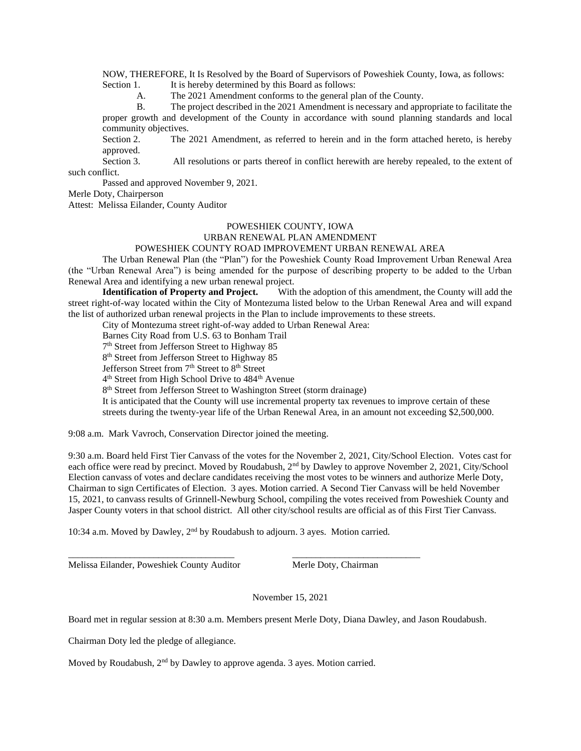NOW, THEREFORE, It Is Resolved by the Board of Supervisors of Poweshiek County, Iowa, as follows:

Section 1. It is hereby determined by this Board as follows:

A. The 2021 Amendment conforms to the general plan of the County.

B. The project described in the 2021 Amendment is necessary and appropriate to facilitate the proper growth and development of the County in accordance with sound planning standards and local community objectives.

Section 2. The 2021 Amendment, as referred to herein and in the form attached hereto, is hereby approved.

Section 3. All resolutions or parts thereof in conflict herewith are hereby repealed, to the extent of such conflict.

Passed and approved November 9, 2021.

Merle Doty, Chairperson

Attest: Melissa Eilander, County Auditor

POWESHIEK COUNTY, IOWA
URBAN RENEWAL PLAN AMENDMENT
POWESHIEK COUNTY ROAD IMPROVEMENT URBAN RENEWAL AREA

The Urban Renewal Plan (the "Plan") for the Poweshiek County Road Improvement Urban Renewal Area (the "Urban Renewal Area") is being amended for the purpose of describing property to be added to the Urban Renewal Area and identifying a new urban renewal project.

**Identification of Property and Project.** With the adoption of this amendment, the County will add the street right-of-way located within the City of Montezuma listed below to the Urban Renewal Area and will expand the list of authorized urban renewal projects in the Plan to include improvements to these streets.

City of Montezuma street right-of-way added to Urban Renewal Area:

Barnes City Road from U.S. 63 to Bonham Trail

7th Street from Jefferson Street to Highway 85

8th Street from Jefferson Street to Highway 85

Jefferson Street from 7th Street to 8th Street

4th Street from High School Drive to 484th Avenue

8th Street from Jefferson Street to Washington Street (storm drainage)

It is anticipated that the County will use incremental property tax revenues to improve certain of these streets during the twenty-year life of the Urban Renewal Area, in an amount not exceeding $2,500,000.

9:08 a.m. Mark Vavroch, Conservation Director joined the meeting.

9:30 a.m. Board held First Tier Canvass of the votes for the November 2, 2021, City/School Election. Votes cast for each office were read by precinct. Moved by Roudabush, 2nd by Dawley to approve November 2, 2021, City/School Election canvass of votes and declare candidates receiving the most votes to be winners and authorize Merle Doty, Chairman to sign Certificates of Election. 3 ayes. Motion carried. A Second Tier Canvass will be held November 15, 2021, to canvass results of Grinnell-Newburg School, compiling the votes received from Poweshiek County and Jasper County voters in that school district. All other city/school results are official as of this First Tier Canvass.

10:34 a.m. Moved by Dawley, 2nd by Roudabush to adjourn. 3 ayes. Motion carried.

\_\_\_\_\_\_\_\_\_\_\_\_\_\_\_\_\_\_\_\_\_\_\_\_\_\_\_\_\_\_\_\_\_\_\_\_ \_\_\_\_\_\_\_\_\_\_\_\_\_\_\_\_\_\_\_\_\_\_\_\_\_\_\_\_

Melissa Eilander, Poweshiek County Auditor Merle Doty, Chairman

November 15, 2021

Board met in regular session at 8:30 a.m. Members present Merle Doty, Diana Dawley, and Jason Roudabush.

Chairman Doty led the pledge of allegiance.

Moved by Roudabush, 2nd by Dawley to approve agenda. 3 ayes. Motion carried.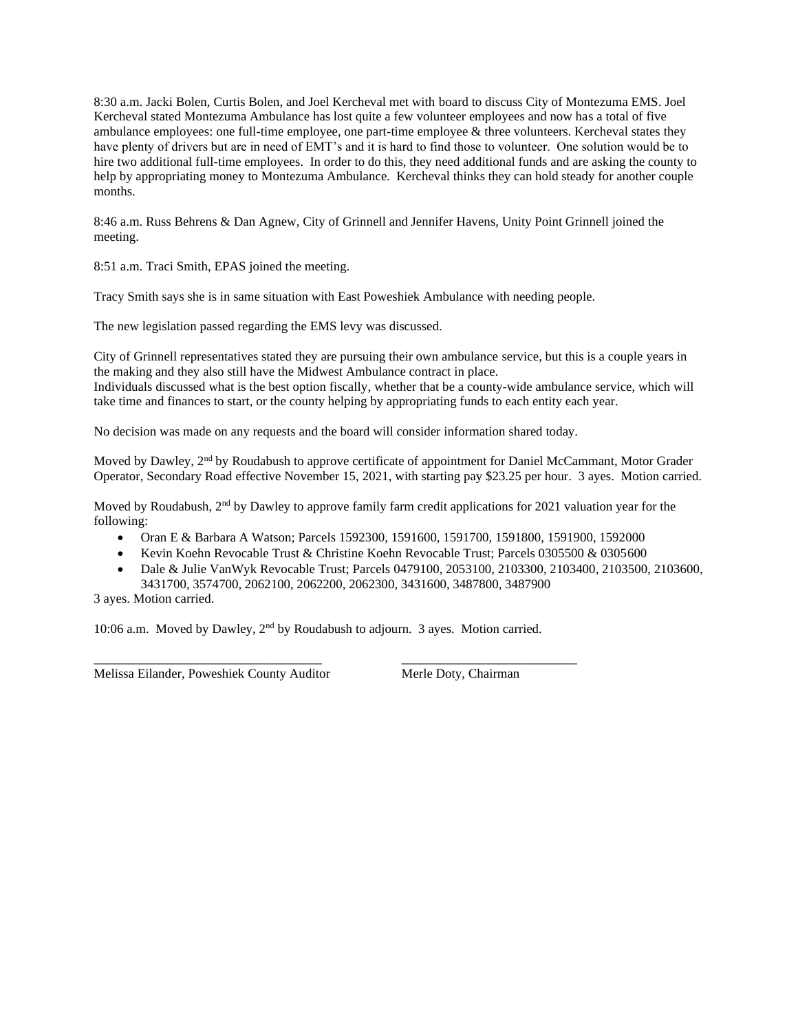8:30 a.m. Jacki Bolen, Curtis Bolen, and Joel Kercheval met with board to discuss City of Montezuma EMS. Joel Kercheval stated Montezuma Ambulance has lost quite a few volunteer employees and now has a total of five ambulance employees: one full-time employee, one part-time employee & three volunteers. Kercheval states they have plenty of drivers but are in need of EMT's and it is hard to find those to volunteer. One solution would be to hire two additional full-time employees. In order to do this, they need additional funds and are asking the county to help by appropriating money to Montezuma Ambulance. Kercheval thinks they can hold steady for another couple months.

8:46 a.m. Russ Behrens & Dan Agnew, City of Grinnell and Jennifer Havens, Unity Point Grinnell joined the meeting.

8:51 a.m. Traci Smith, EPAS joined the meeting.

Tracy Smith says she is in same situation with East Poweshiek Ambulance with needing people.

The new legislation passed regarding the EMS levy was discussed.

City of Grinnell representatives stated they are pursuing their own ambulance service, but this is a couple years in the making and they also still have the Midwest Ambulance contract in place.
Individuals discussed what is the best option fiscally, whether that be a county-wide ambulance service, which will take time and finances to start, or the county helping by appropriating funds to each entity each year.

No decision was made on any requests and the board will consider information shared today.

Moved by Dawley, 2nd by Roudabush to approve certificate of appointment for Daniel McCammant, Motor Grader Operator, Secondary Road effective November 15, 2021, with starting pay $23.25 per hour. 3 ayes. Motion carried.

Moved by Roudabush, 2nd by Dawley to approve family farm credit applications for 2021 valuation year for the following:

- Oran E & Barbara A Watson; Parcels 1592300, 1591600, 1591700, 1591800, 1591900, 1592000
- Kevin Koehn Revocable Trust & Christine Koehn Revocable Trust; Parcels 0305500 & 0305600
- Dale & Julie VanWyk Revocable Trust; Parcels 0479100, 2053100, 2103300, 2103400, 2103500, 2103600, 3431700, 3574700, 2062100, 2062200, 2062300, 3431600, 3487800, 3487900

3 ayes. Motion carried.

10:06 a.m. Moved by Dawley, 2nd by Roudabush to adjourn. 3 ayes. Motion carried.

\_\_\_\_\_\_\_\_\_\_\_\_\_\_\_\_\_\_\_\_\_\_\_\_\_\_\_\_\_\_\_\_\_\_ \_\_\_\_\_\_\_\_\_\_\_\_\_\_\_\_\_\_\_\_\_\_\_\_\_\_\_\_

Melissa Eilander, Poweshiek County Auditor Merle Doty, Chairman